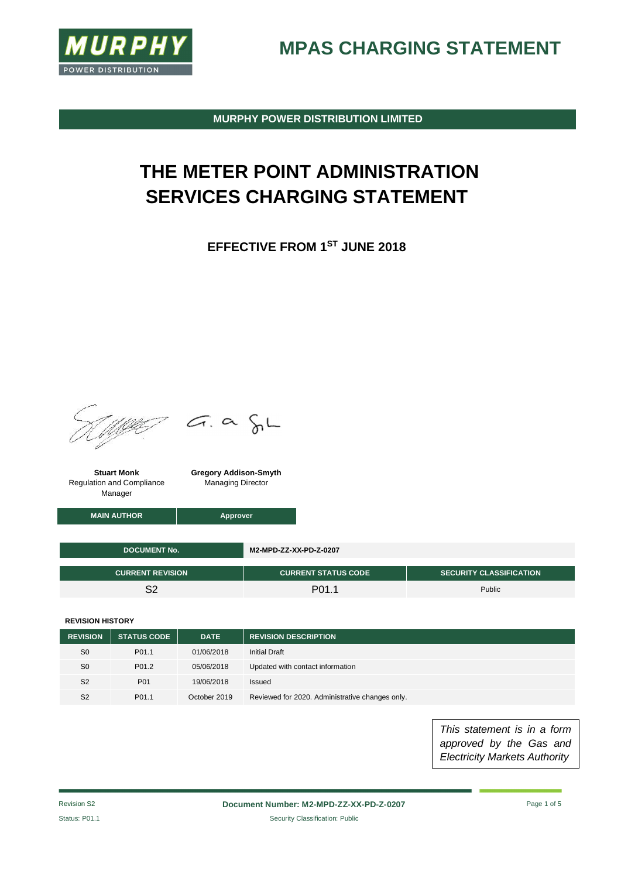# MPAS CHARGING STATEMENT

**MURPHY POWER DISTRIBUTION LIMITED**

# THE METER POINT ADMINISTRATION SERVICES CHARGING STATEMENT

## EFFECTIVE FROM 1ST JUNE 2018

| **Stuart Monk** Regulation and Compliance Manager | **Gregory Addison-Smyth** Managing Director |
|---|---|
| **MAIN AUTHOR** | **Approver** |

| DOCUMENT No. | M2-MPD-ZZ-XX-PD-Z-0207 | |
|---|---|---|
| **CURRENT REVISION** | **CURRENT STATUS CODE** | **SECURITY CLASSIFICATION** |
| S2 | P01.1 | Public |

**REVISION HISTORY**

| REVISION | STATUS CODE | DATE | REVISION DESCRIPTION |
|---|---|---|---|
| S0 | P01.1 | 01/06/2018 | Initial Draft |
| S0 | P01.2 | 05/06/2018 | Updated with contact information |
| S2 | P01 | 19/06/2018 | Issued |
| S2 | P01.1 | October 2019 | Reviewed for 2020. Administrative changes only. |

*This statement is in a form approved by the Gas and Electricity Markets Authority*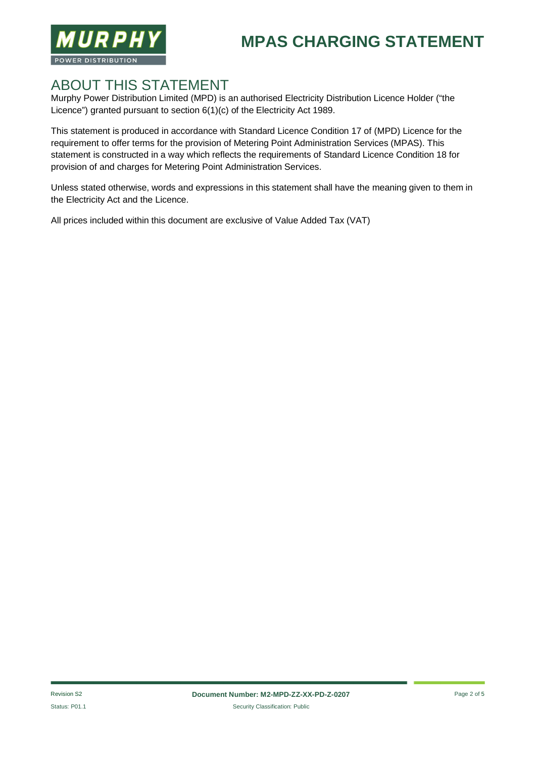## ABOUT THIS STATEMENT

Murphy Power Distribution Limited (MPD) is an authorised Electricity Distribution Licence Holder ("the Licence") granted pursuant to section 6(1)(c) of the Electricity Act 1989.

This statement is produced in accordance with Standard Licence Condition 17 of (MPD) Licence for the requirement to offer terms for the provision of Metering Point Administration Services (MPAS). This statement is constructed in a way which reflects the requirements of Standard Licence Condition 18 for provision of and charges for Metering Point Administration Services.

Unless stated otherwise, words and expressions in this statement shall have the meaning given to them in the Electricity Act and the Licence.

All prices included within this document are exclusive of Value Added Tax (VAT)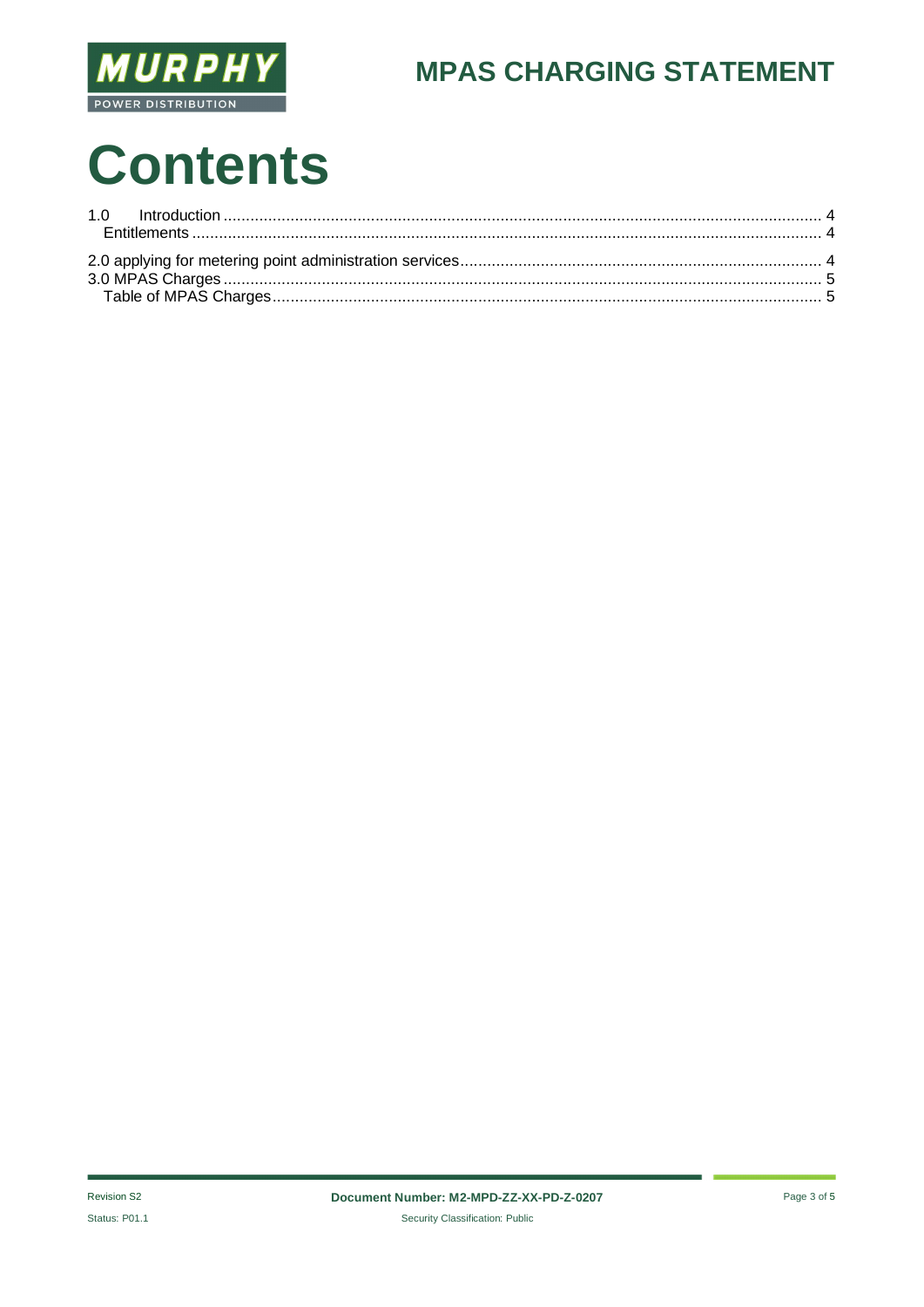# Contents

1.0 Introduction ..... 4
  Entitlements ..... 4

2.0 applying for metering point administration services ..... 4
3.0 MPAS Charges ..... 5
  Table of MPAS Charges ..... 5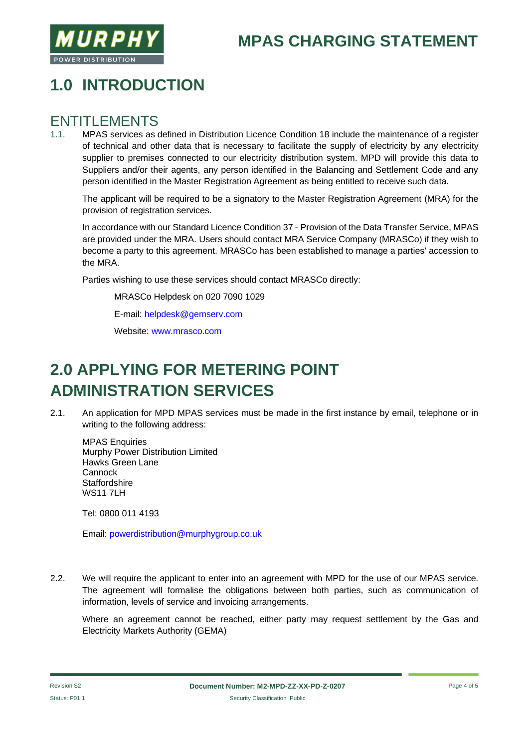# 1.0 INTRODUCTION

## ENTITLEMENTS

1.1. MPAS services as defined in Distribution Licence Condition 18 include the maintenance of a register of technical and other data that is necessary to facilitate the supply of electricity by any electricity supplier to premises connected to our electricity distribution system. MPD will provide this data to Suppliers and/or their agents, any person identified in the Balancing and Settlement Code and any person identified in the Master Registration Agreement as being entitled to receive such data.

The applicant will be required to be a signatory to the Master Registration Agreement (MRA) for the provision of registration services.

In accordance with our Standard Licence Condition 37 - Provision of the Data Transfer Service, MPAS are provided under the MRA. Users should contact MRA Service Company (MRASCo) if they wish to become a party to this agreement. MRASCo has been established to manage a parties' accession to the MRA.

Parties wishing to use these services should contact MRASCo directly:

MRASCo Helpdesk on 020 7090 1029

E-mail: helpdesk@gemserv.com

Website: www.mrasco.com

# 2.0 APPLYING FOR METERING POINT ADMINISTRATION SERVICES

2.1. An application for MPD MPAS services must be made in the first instance by email, telephone or in writing to the following address:

MPAS Enquiries
Murphy Power Distribution Limited
Hawks Green Lane
Cannock
Staffordshire
WS11 7LH

Tel: 0800 011 4193

Email: powerdistribution@murphygroup.co.uk

2.2. We will require the applicant to enter into an agreement with MPD for the use of our MPAS service. The agreement will formalise the obligations between both parties, such as communication of information, levels of service and invoicing arrangements.

Where an agreement cannot be reached, either party may request settlement by the Gas and Electricity Markets Authority (GEMA)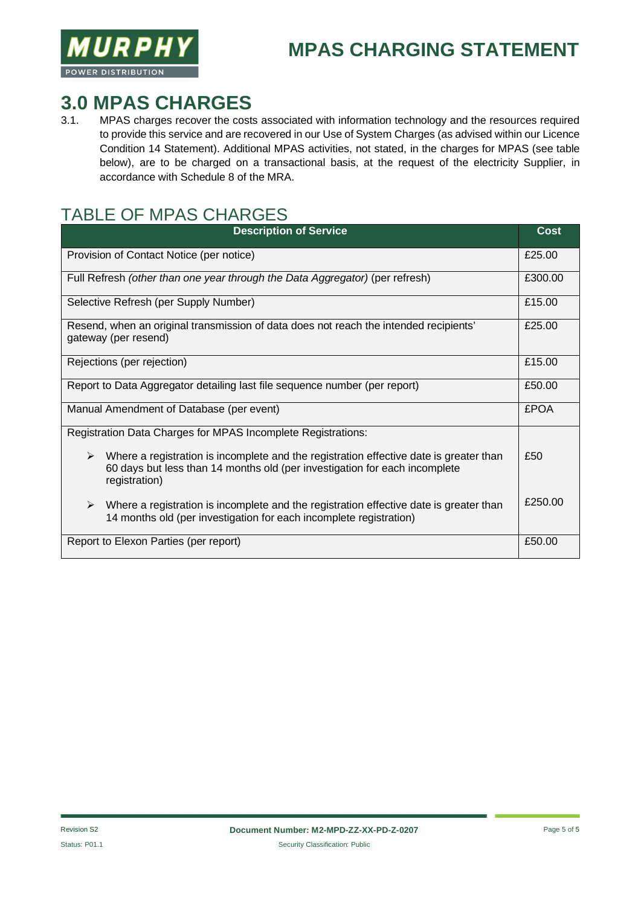# 3.0 MPAS CHARGES

3.1. MPAS charges recover the costs associated with information technology and the resources required to provide this service and are recovered in our Use of System Charges (as advised within our Licence Condition 14 Statement). Additional MPAS activities, not stated, in the charges for MPAS (see table below), are to be charged on a transactional basis, at the request of the electricity Supplier, in accordance with Schedule 8 of the MRA.

## TABLE OF MPAS CHARGES

| Description of Service | Cost |
|---|---|
| Provision of Contact Notice (per notice) | £25.00 |
| Full Refresh *(other than one year through the Data Aggregator)* (per refresh) | £300.00 |
| Selective Refresh (per Supply Number) | £15.00 |
| Resend, when an original transmission of data does not reach the intended recipients' gateway (per resend) | £25.00 |
| Rejections (per rejection) | £15.00 |
| Report to Data Aggregator detailing last file sequence number (per report) | £50.00 |
| Manual Amendment of Database (per event) | £POA |
| Registration Data Charges for MPAS Incomplete Registrations: | |
| ➢ Where a registration is incomplete and the registration effective date is greater than 60 days but less than 14 months old (per investigation for each incomplete registration) | £50 |
| ➢ Where a registration is incomplete and the registration effective date is greater than 14 months old (per investigation for each incomplete registration) | £250.00 |
| Report to Elexon Parties (per report) | £50.00 |